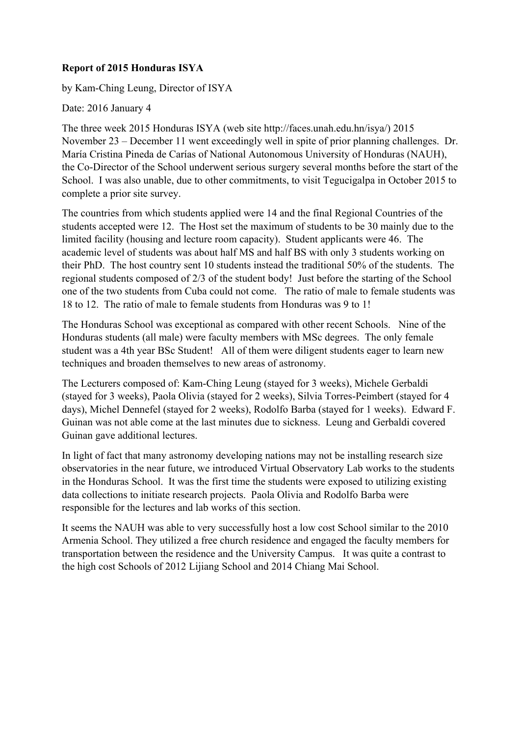**Report of 2015 Honduras ISYA**

by Kam-Ching Leung, Director of ISYA

Date: 2016 January 4

The three week 2015 Honduras ISYA (web site http://faces.unah.edu.hn/isya/) 2015 November 23 – December 11 went exceedingly well in spite of prior planning challenges. Dr. María Cristina Pineda de Carías of National Autonomous University of Honduras (NAUH), the Co-Director of the School underwent serious surgery several months before the start of the School. I was also unable, due to other commitments, to visit Tegucigalpa in October 2015 to complete a prior site survey.

The countries from which students applied were 14 and the final Regional Countries of the students accepted were 12. The Host set the maximum of students to be 30 mainly due to the limited facility (housing and lecture room capacity). Student applicants were 46. The academic level of students was about half MS and half BS with only 3 students working on their PhD. The host country sent 10 students instead the traditional 50% of the students. The regional students composed of 2/3 of the student body! Just before the starting of the School one of the two students from Cuba could not come. The ratio of male to female students was 18 to 12. The ratio of male to female students from Honduras was 9 to 1!

The Honduras School was exceptional as compared with other recent Schools. Nine of the Honduras students (all male) were faculty members with MSc degrees. The only female student was a 4th year BSc Student! All of them were diligent students eager to learn new techniques and broaden themselves to new areas of astronomy.

The Lecturers composed of: Kam-Ching Leung (stayed for 3 weeks), Michele Gerbaldi (stayed for 3 weeks), Paola Olivia (stayed for 2 weeks), Silvia Torres-Peimbert (stayed for 4 days), Michel Dennefel (stayed for 2 weeks), Rodolfo Barba (stayed for 1 weeks). Edward F. Guinan was not able come at the last minutes due to sickness. Leung and Gerbaldi covered Guinan gave additional lectures.

In light of fact that many astronomy developing nations may not be installing research size observatories in the near future, we introduced Virtual Observatory Lab works to the students in the Honduras School. It was the first time the students were exposed to utilizing existing data collections to initiate research projects. Paola Olivia and Rodolfo Barba were responsible for the lectures and lab works of this section.

It seems the NAUH was able to very successfully host a low cost School similar to the 2010 Armenia School. They utilized a free church residence and engaged the faculty members for transportation between the residence and the University Campus. It was quite a contrast to the high cost Schools of 2012 Lijiang School and 2014 Chiang Mai School.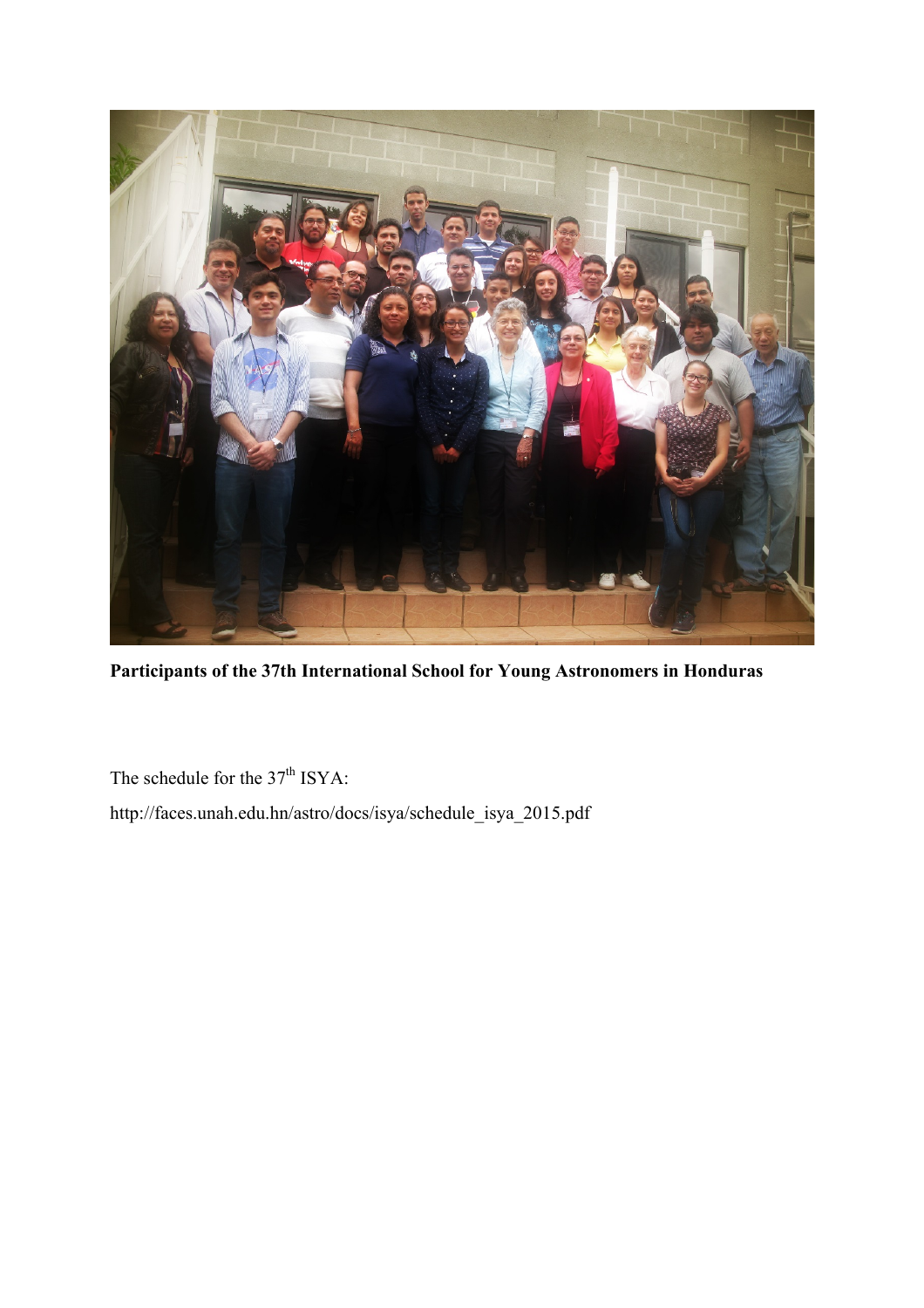**Participants of the 37th International School for Young Astronomers in Honduras**

The schedule for the 37th ISYA:

http://faces.unah.edu.hn/astro/docs/isya/schedule_isya_2015.pdf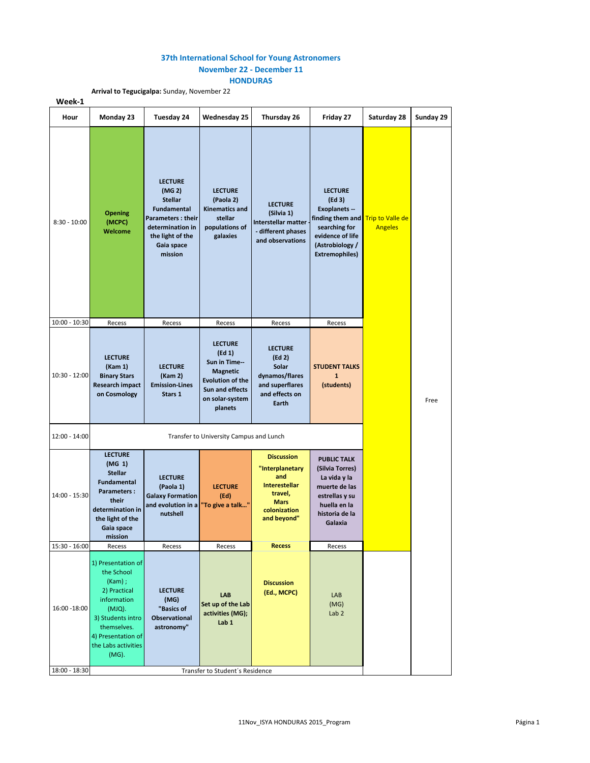# 37th International School for Young Astronomers
## November 22 - December 11
## HONDURAS

**Arrival to Tegucigalpa:** Sunday, November 22

**Week-1**

| Hour | Monday 23 | Tuesday 24 | Wednesday 25 | Thursday 26 | Friday 27 | Saturday 28 | Sunday 29 |
|---|---|---|---|---|---|---|---|
| 8:30 - 10:00 | **Opening (MCPC) Welcome** | **LECTURE (MG 2) Stellar Fundamental Parameters : their determination in the light of the Gaia space mission** | **LECTURE (Paola 2) Kinematics and stellar populations of galaxies** | **LECTURE (Silvia 1) Interstellar matter - different phases and observations** | **LECTURE (Ed 3) Exoplanets -- finding them and searching for evidence of life (Astrobiology / Extremophiles)** | Trip to Valle de Angeles | Free |
| 10:00 - 10:30 | Recess | Recess | Recess | Recess | Recess | | |
| 10:30 - 12:00 | **LECTURE (Kam 1) Binary Stars Research impact on Cosmology** | **LECTURE (Kam 2) Emission-Lines Stars 1** | **LECTURE (Ed 1) Sun in Time-- Magnetic Evolution of the Sun and effects on solar-system planets** | **LECTURE (Ed 2) Solar dynamos/flares and superflares and effects on Earth** | **STUDENT TALKS 1 (students)** | | |
| 12:00 - 14:00 | Transfer to University Campus and Lunch | | | | | | |
| 14:00 - 15:30 | **LECTURE (MG 1) Stellar Fundamental Parameters : their determination in the light of the Gaia space mission** | **LECTURE (Paola 1) Galaxy Formation and evolution in a nutshell** | **LECTURE (Ed) "To give a talk..."** | **Discussion "Interplanetary and Interestellar travel, Mars colonization and beyond"** | **PUBLIC TALK (Silvia Torres) La vida y la muerte de las estrellas y su huella en la historia de la Galaxia** | | |
| 15:30 - 16:00 | Recess | Recess | Recess | **Recess** | Recess | | |
| 16:00 -18:00 | 1) Presentation of the School (Kam) ; 2) Practical information (MJQ). 3) Students intro themselves. 4) Presentation of the Labs activities (MG). | **LECTURE (MG) "Basics of Observational astronomy"** | **LAB Set up of the Lab activities (MG); Lab 1** | **Discussion (Ed., MCPC)** | LAB (MG) Lab 2 | | |
| 18:00 - 18:30 | Transfer to Student´s Residence | | | | | | |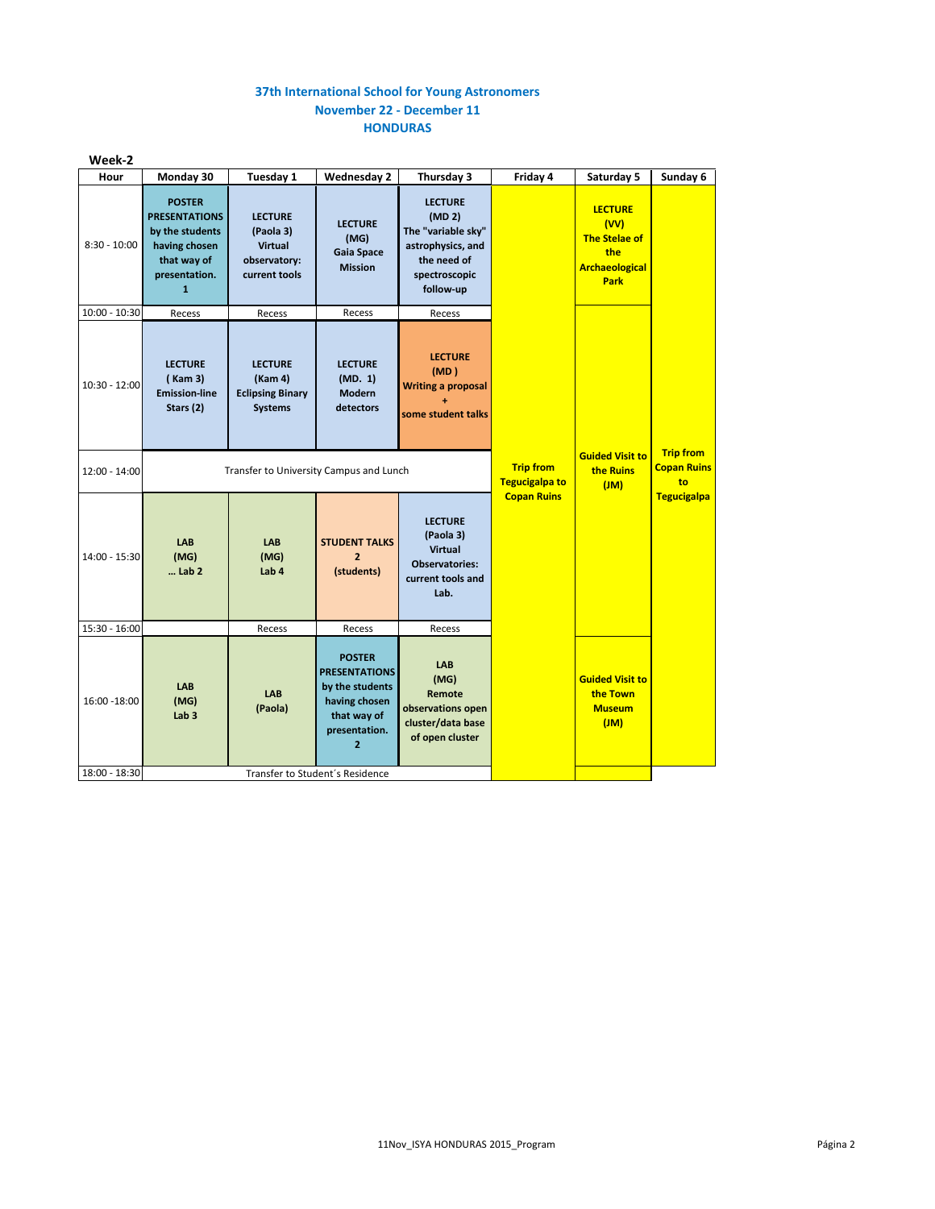**37th International School for Young Astronomers**
**November 22 - December 11**
**HONDURAS**

**Week-2**

| Hour | Monday 30 | Tuesday 1 | Wednesday 2 | Thursday 3 | Friday 4 | Saturday 5 | Sunday 6 |
|---|---|---|---|---|---|---|---|
| 8:30 - 10:00 | **POSTER PRESENTATIONS by the students having chosen that way of presentation. 1** | **LECTURE (Paola 3) Virtual observatory: current tools** | **LECTURE (MG) Gaia Space Mission** | **LECTURE (MD 2) The "variable sky" astrophysics, and the need of spectroscopic follow-up** | **Trip from Tegucigalpa to Copan Ruins** | **LECTURE (VV) The Stelae of the Archaeological Park** | **Trip from Copan Ruins to Tegucigalpa** |
| 10:00 - 10:30 | Recess | Recess | Recess | Recess | | | |
| 10:30 - 12:00 | **LECTURE ( Kam 3) Emission-line Stars (2)** | **LECTURE (Kam 4) Eclipsing Binary Systems** | **LECTURE (MD. 1) Modern detectors** | **LECTURE (MD ) Writing a proposal + some student talks** | | **Guided Visit to the Ruins (JM)** | |
| 12:00 - 14:00 | Transfer to University Campus and Lunch | | | | | | |
| 14:00 - 15:30 | **LAB (MG) ... Lab 2** | **LAB (MG) Lab 4** | **STUDENT TALKS 2 (students)** | **LECTURE (Paola 3) Virtual Observatories: current tools and Lab.** | | | |
| 15:30 - 16:00 | | Recess | Recess | Recess | | | |
| 16:00 -18:00 | **LAB (MG) Lab 3** | **LAB (Paola)** | **POSTER PRESENTATIONS by the students having chosen that way of presentation. 2** | **LAB (MG) Remote observations open cluster/data base of open cluster** | | **Guided Visit to the Town Museum (JM)** | |
| 18:00 - 18:30 | Transfer to Student´s Residence | | | | | | |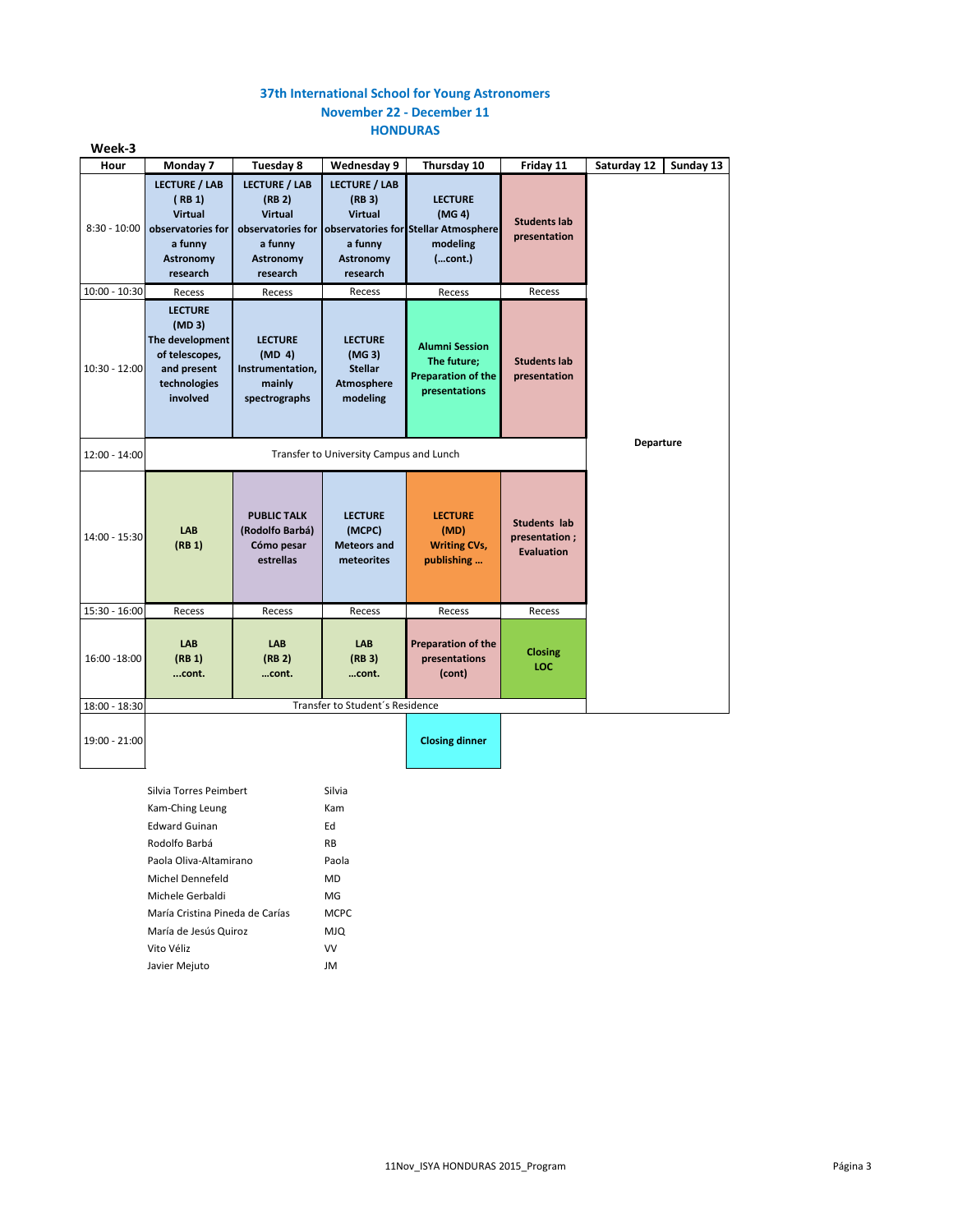# 37th International School for Young Astronomers
## November 22 - December 11
## HONDURAS

### Week-3

| Hour | Monday 7 | Tuesday 8 | Wednesday 9 | Thursday 10 | Friday 11 | Saturday 12 | Sunday 13 |
|---|---|---|---|---|---|---|---|
| 8:30 - 10:00 | **LECTURE / LAB ( RB 1) Virtual observatories for a funny Astronomy research** | **LECTURE / LAB (RB 2) Virtual observatories for a funny Astronomy research** | **LECTURE / LAB (RB 3) Virtual observatories for a funny Astronomy research** | **LECTURE (MG 4) Stellar Atmosphere modeling (…cont.)** | **Students lab presentation** | | |
| 10:00 - 10:30 | Recess | Recess | Recess | Recess | Recess | | |
| 10:30 - 12:00 | **LECTURE (MD 3) The development of telescopes, and present technologies involved** | **LECTURE (MD 4) Instrumentation, mainly spectrographs** | **LECTURE (MG 3) Stellar Atmosphere modeling** | **Alumni Session The future; Preparation of the presentations** | **Students lab presentation** | **Departure** | |
| 12:00 - 14:00 | Transfer to University Campus and Lunch | | | | | | |
| 14:00 - 15:30 | **LAB (RB 1)** | **PUBLIC TALK (Rodolfo Barbá) Cómo pesar estrellas** | **LECTURE (MCPC) Meteors and meteorites** | **LECTURE (MD) Writing CVs, publishing …** | **Students lab presentation ; Evaluation** | | |
| 15:30 - 16:00 | Recess | Recess | Recess | Recess | Recess | | |
| 16:00 -18:00 | **LAB (RB 1) …cont.** | **LAB (RB 2) …cont.** | **LAB (RB 3) …cont.** | **Preparation of the presentations (cont)** | **Closing LOC** | | |
| 18:00 - 18:30 | Transfer to Student´s Residence | | | | | | |
| 19:00 - 21:00 | | | | **Closing dinner** | | | |

| | |
|---|---|
| Silvia Torres Peimbert | Silvia |
| Kam-Ching Leung | Kam |
| Edward Guinan | Ed |
| Rodolfo Barbá | RB |
| Paola Oliva-Altamirano | Paola |
| Michel Dennefeld | MD |
| Michele Gerbaldi | MG |
| María Cristina Pineda de Carías | MCPC |
| María de Jesús Quiroz | MJQ |
| Vito Véliz | VV |
| Javier Mejuto | JM |